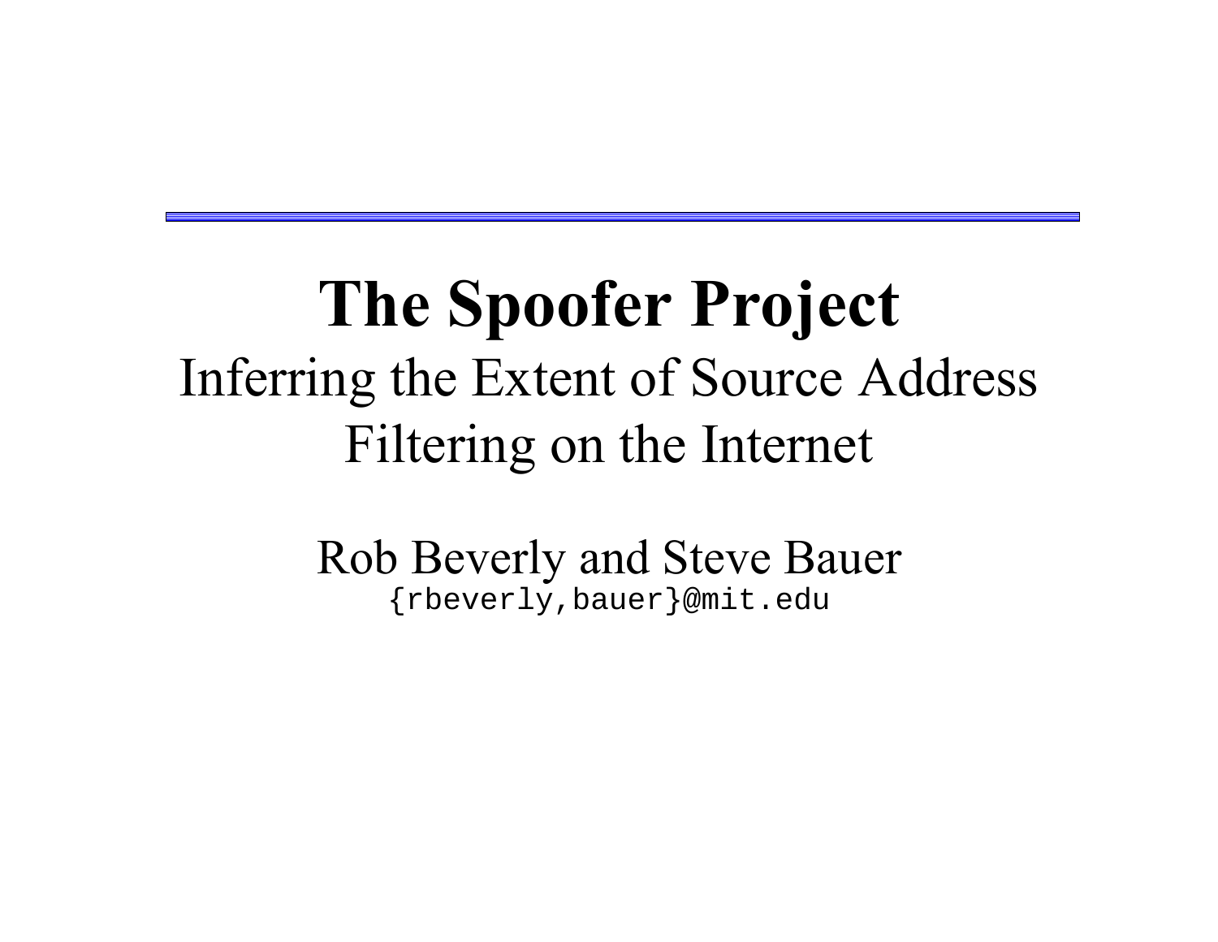# The Spoofer Project

## Inferring the Extent of Source Address Filtering on the Internet

Rob Beverly and Steve Bauer

{rbeverly,bauer}@mit.edu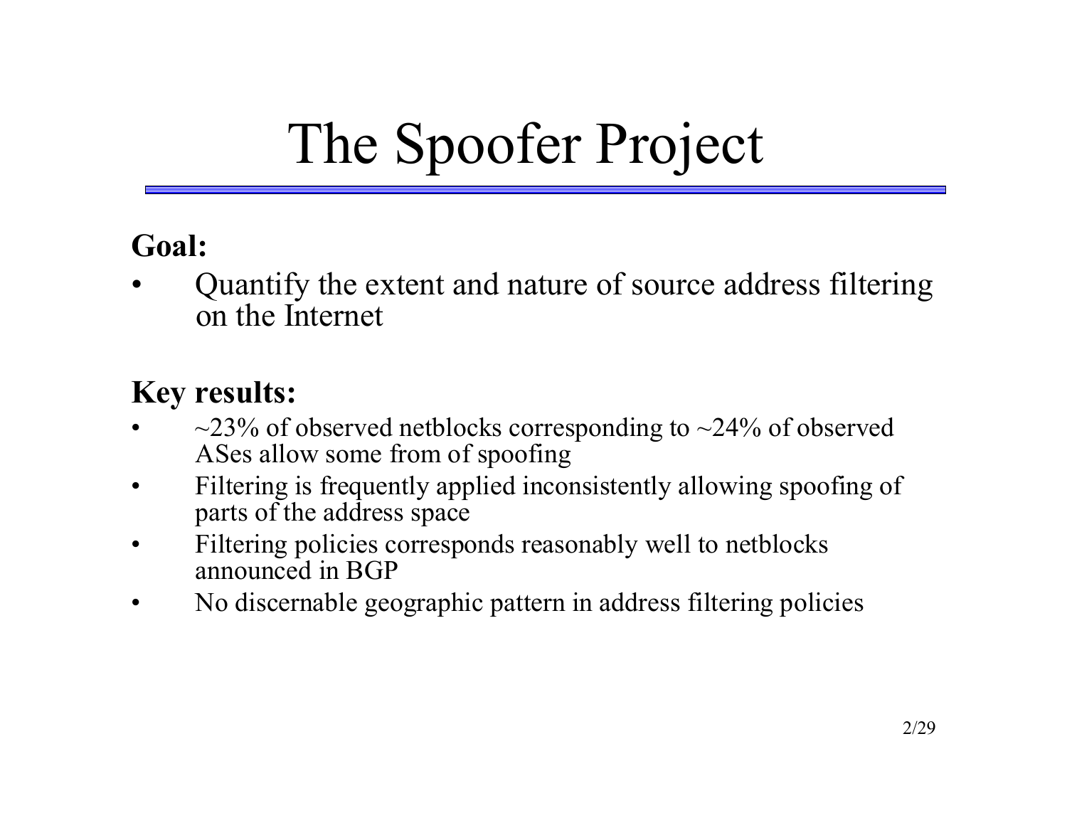# The Spoofer Project

**Goal:**

- Quantify the extent and nature of source address filtering on the Internet

**Key results:**

- ~23% of observed netblocks corresponding to ~24% of observed ASes allow some from of spoofing
- Filtering is frequently applied inconsistently allowing spoofing of parts of the address space
- Filtering policies corresponds reasonably well to netblocks announced in BGP
- No discernable geographic pattern in address filtering policies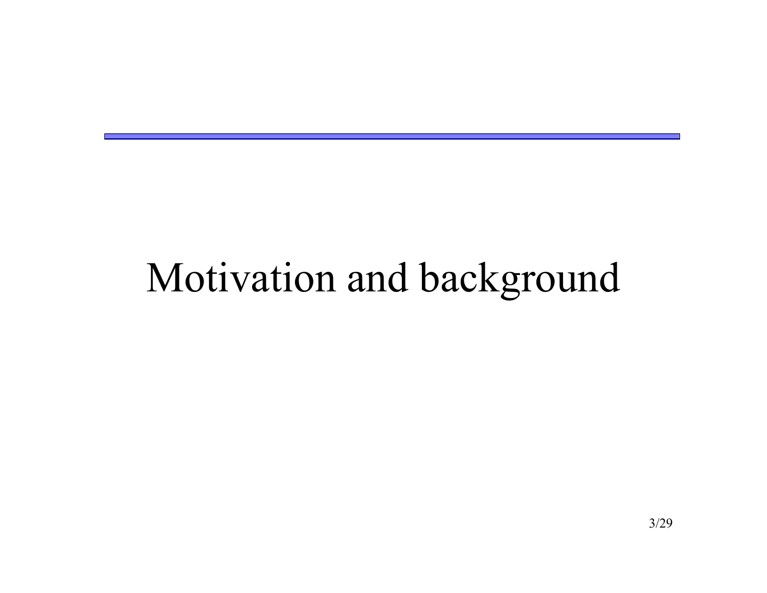# Motivation and background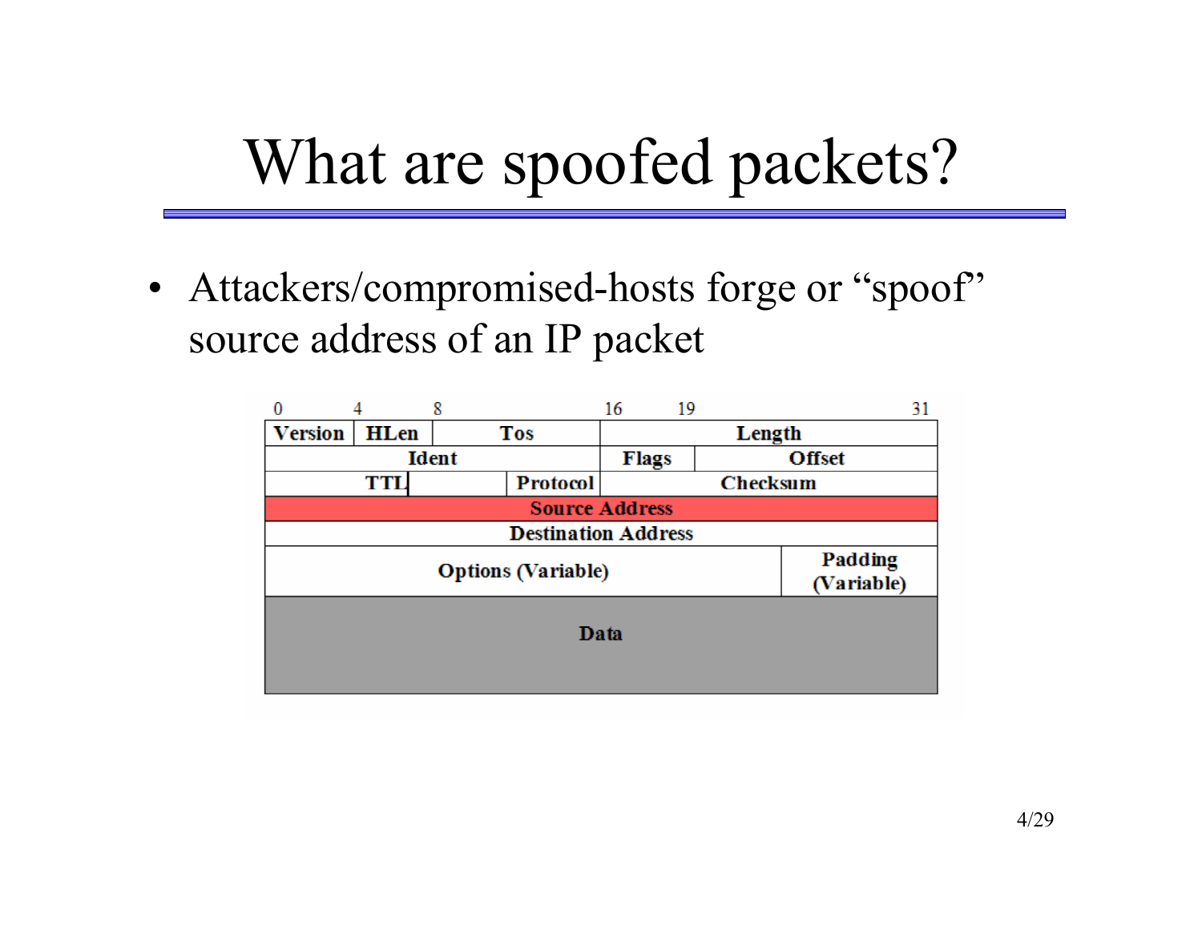# What are spoofed packets?

- Attackers/compromised-hosts forge or “spoof” source address of an IP packet

| 0 – 3 | 4 – 7 | 8 – 15 | 16 – 18 | 19 – 31 |
|---|---|---|---|---|
| Version | HLen | Tos | Length | |
| Ident | | | Flags | Offset |
| TTL | | Protocol | Checksum | |
| **Source Address** | | | | |
| Destination Address | | | | |
| Options (Variable) | | | | Padding (Variable) |
| Data | | | | |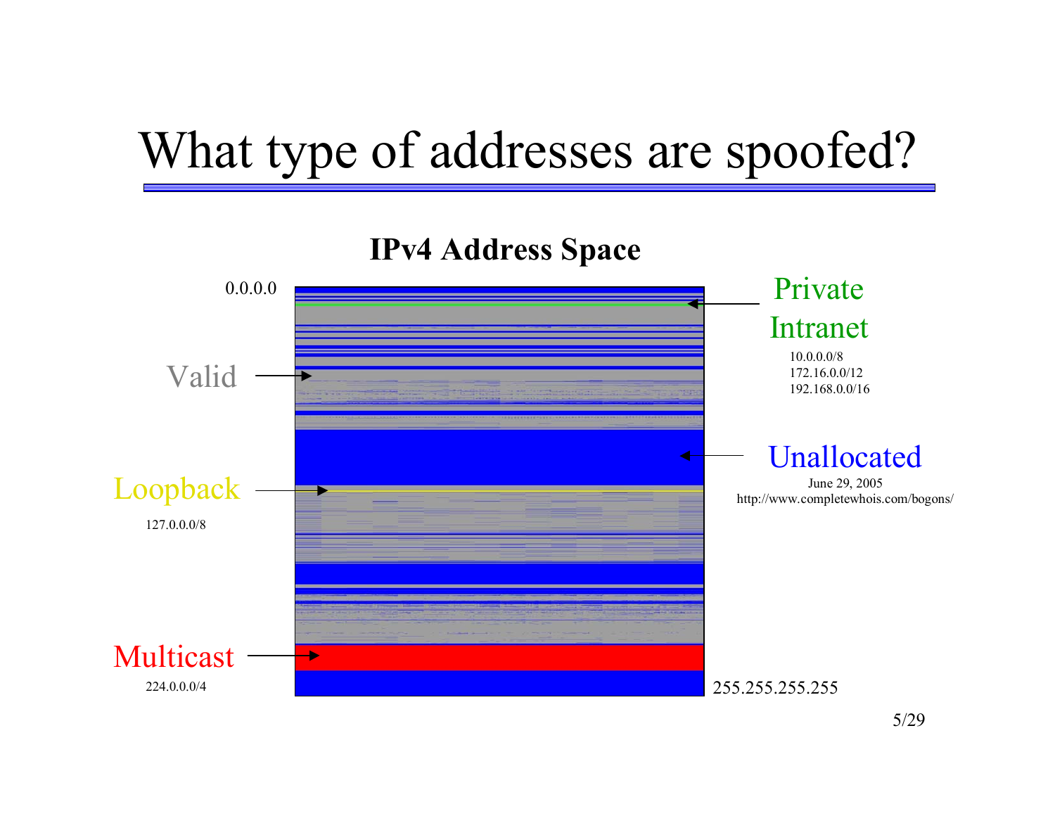# What type of addresses are spoofed?

**IPv4 Address Space**

0.0.0.0

Private Intranet

10.0.0.0/8
172.16.0.0/12
192.168.0.0/16

Valid

Unallocated

June 29, 2005
http://www.completewhois.com/bogons/

Loopback

127.0.0.0/8

Multicast

224.0.0.0/4

255.255.255.255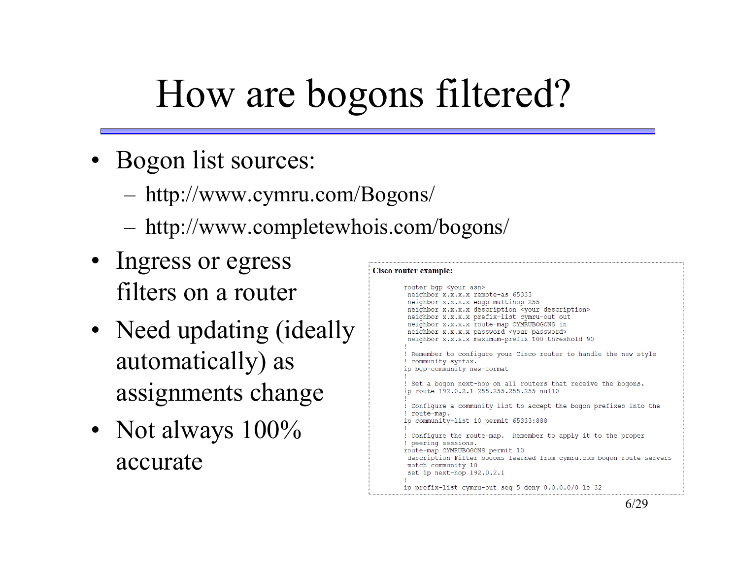# How are bogons filtered?

- Bogon list sources:
  - http://www.cymru.com/Bogons/
  - http://www.completewhois.com/bogons/
- Ingress or egress filters on a router
- Need updating (ideally automatically) as assignments change
- Not always 100% accurate

**Cisco router example:**

```
router bgp <your asn>
 neighbor x.x.x.x remote-as 65333
 neighbor x.x.x.x ebgp-multihop 255
 neighbor x.x.x.x description <your description>
 neighbor x.x.x.x prefix-list cymru-out out
 neighbor x.x.x.x route-map CYMRUBOGONS in
 neighbor x.x.x.x password <your password>
 neighbor x.x.x.x maximum-prefix 100 threshold 90
!
! Remember to configure your Cisco router to handle the new style
! community syntax.
ip bgp-community new-format
!
! Set a bogon next-hop on all routers that receive the bogons.
ip route 192.0.2.1 255.255.255.255 null0
!
! Configure a community list to accept the bogon prefixes into the
! route-map.
ip community-list 10 permit 65333:888
!
! Configure the route-map.  Remember to apply it to the proper
! peering sessions.
route-map CYMRUBOGONS permit 10
 description Filter bogons learned from cymru.com bogon route-servers
 match community 10
 set ip next-hop 192.0.2.1
!
ip prefix-list cymru-out seq 5 deny 0.0.0.0/0 le 32
```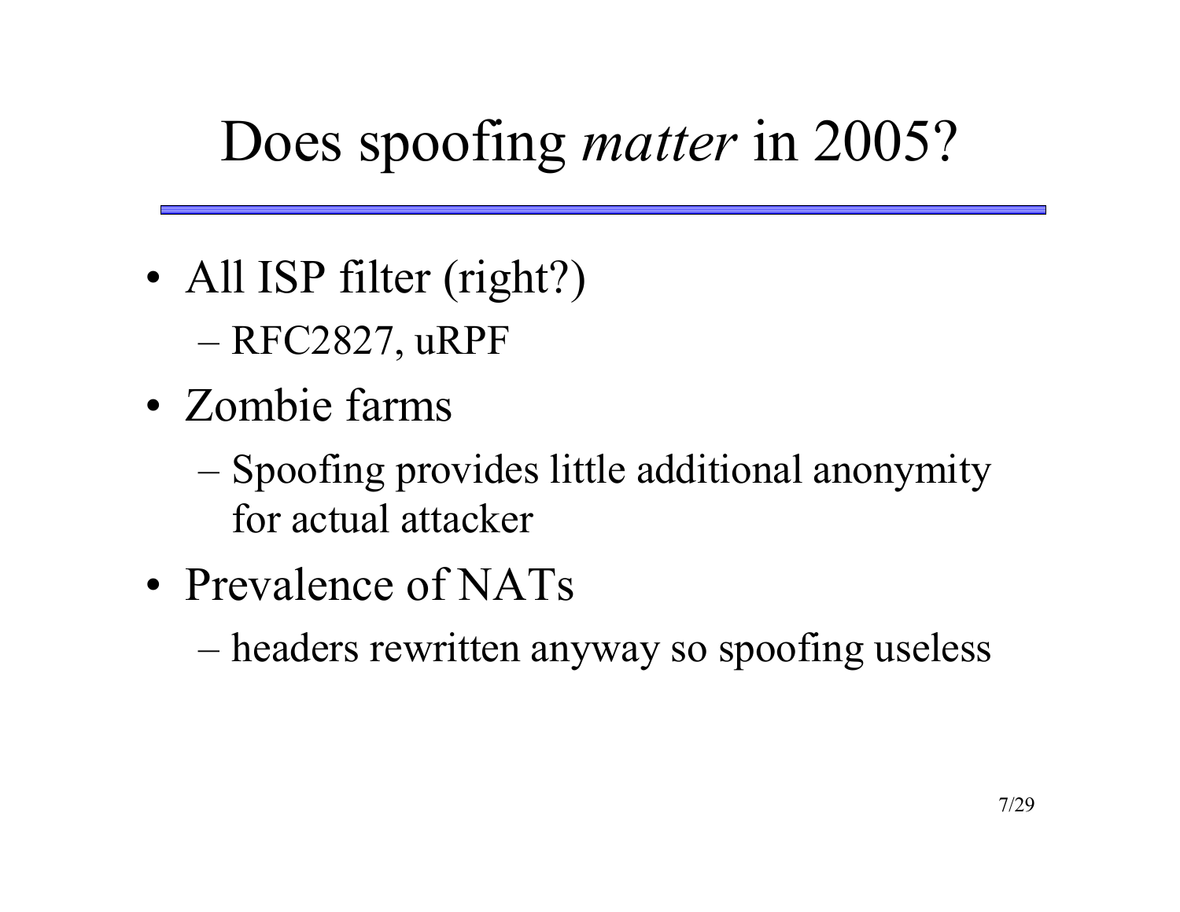# Does spoofing *matter* in 2005?

- All ISP filter (right?)
  - RFC2827, uRPF
- Zombie farms
  - Spoofing provides little additional anonymity for actual attacker
- Prevalence of NATs
  - headers rewritten anyway so spoofing useless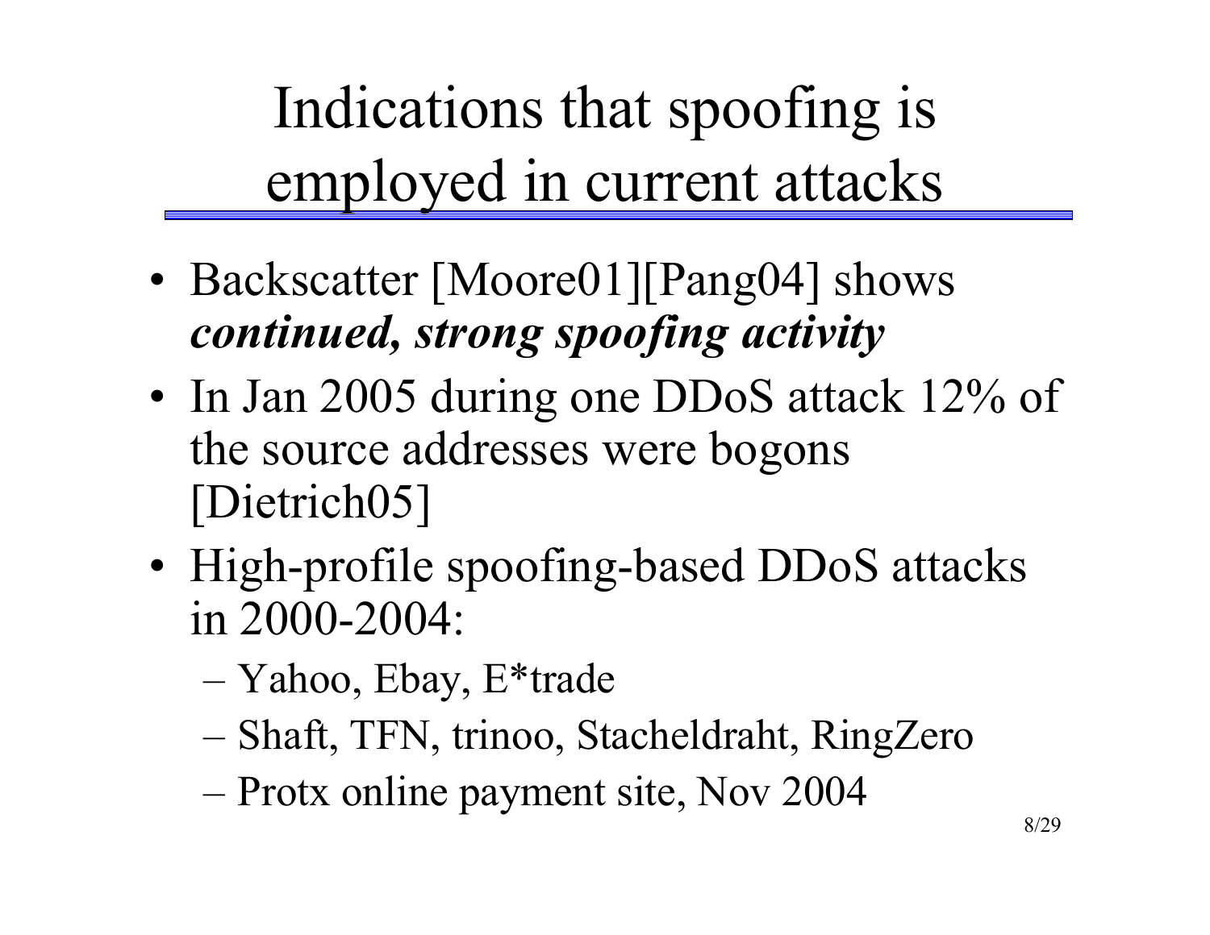# Indications that spoofing is employed in current attacks

- Backscatter [Moore01][Pang04] shows ***continued, strong spoofing activity***
- In Jan 2005 during one DDoS attack 12% of the source addresses were bogons [Dietrich05]
- High-profile spoofing-based DDoS attacks in 2000-2004:
  - Yahoo, Ebay, E*trade
  - Shaft, TFN, trinoo, Stacheldraht, RingZero
  - Protx online payment site, Nov 2004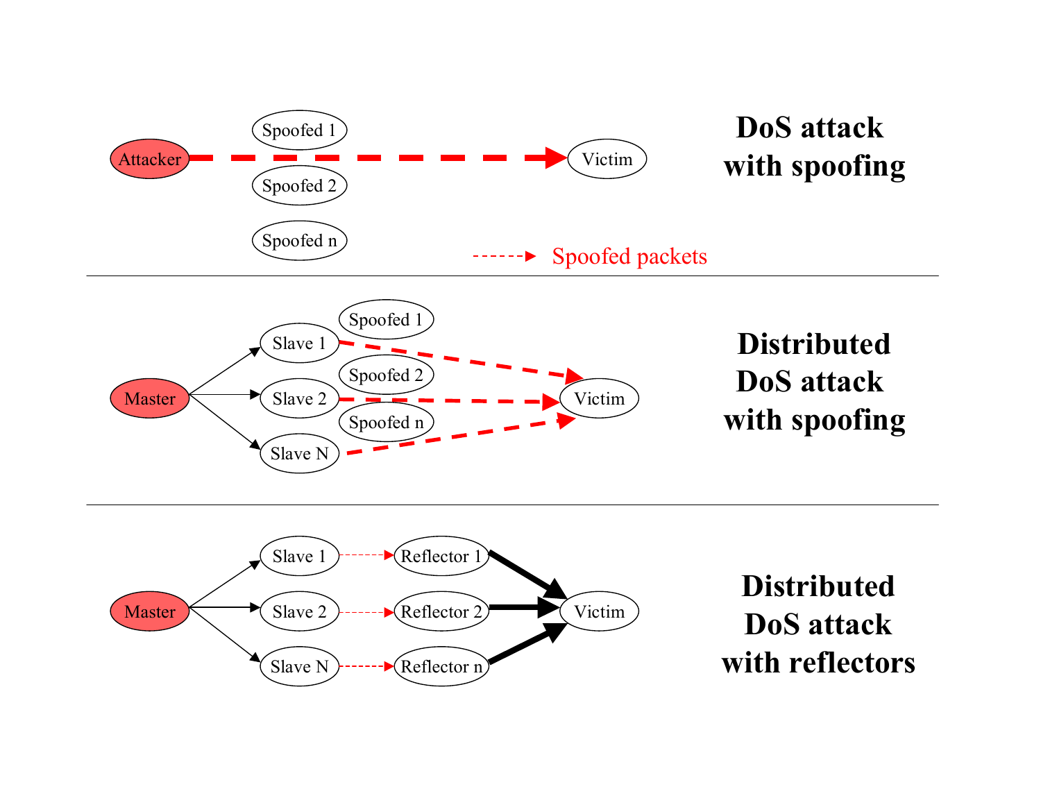**DoS attack with spoofing**

Attacker → Victim (Spoofed 1, Spoofed 2, Spoofed n)

Spoofed packets

**Distributed DoS attack with spoofing**

Master → Slave 1, Slave 2, Slave N → Victim (Spoofed 1, Spoofed 2, Spoofed n)

**Distributed DoS attack with reflectors**

Master → Slave 1, Slave 2, Slave N → Reflector 1, Reflector 2, Reflector n → Victim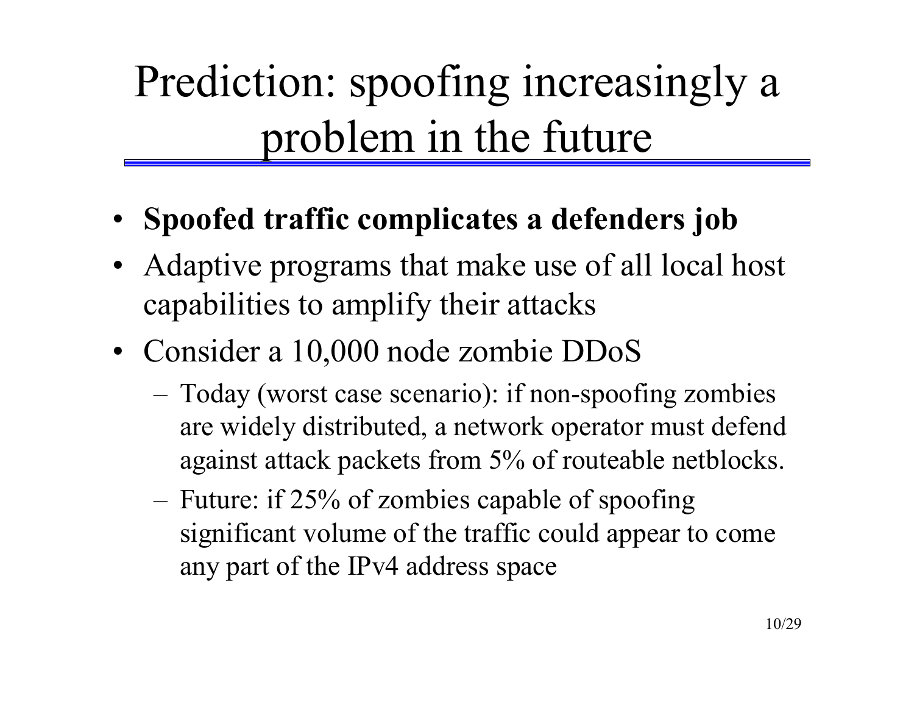# Prediction: spoofing increasingly a problem in the future

- **Spoofed traffic complicates a defenders job**
- Adaptive programs that make use of all local host capabilities to amplify their attacks
- Consider a 10,000 node zombie DDoS
  - Today (worst case scenario): if non-spoofing zombies are widely distributed, a network operator must defend against attack packets from 5% of routeable netblocks.
  - Future: if 25% of zombies capable of spoofing significant volume of the traffic could appear to come any part of the IPv4 address space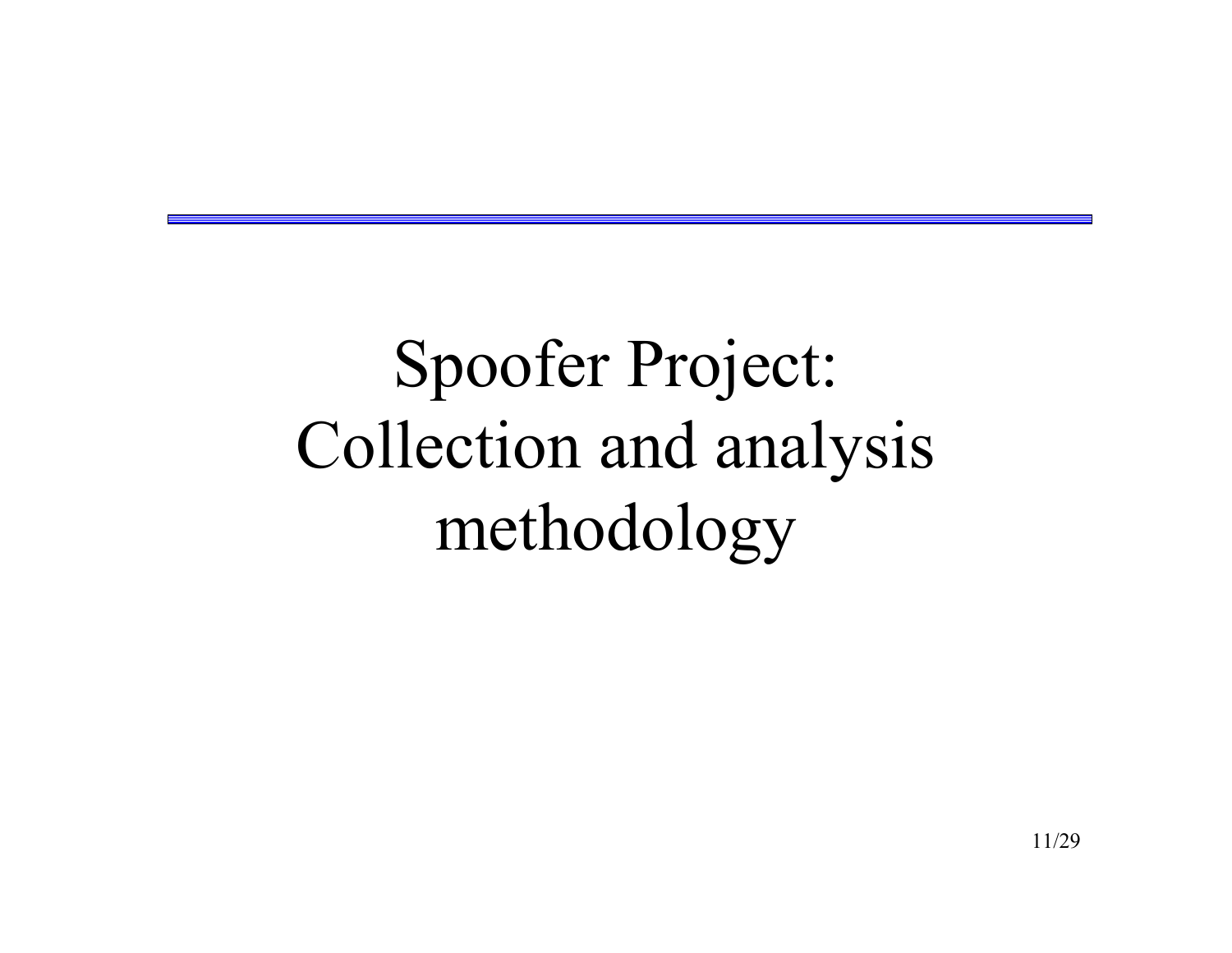# Spoofer Project: Collection and analysis methodology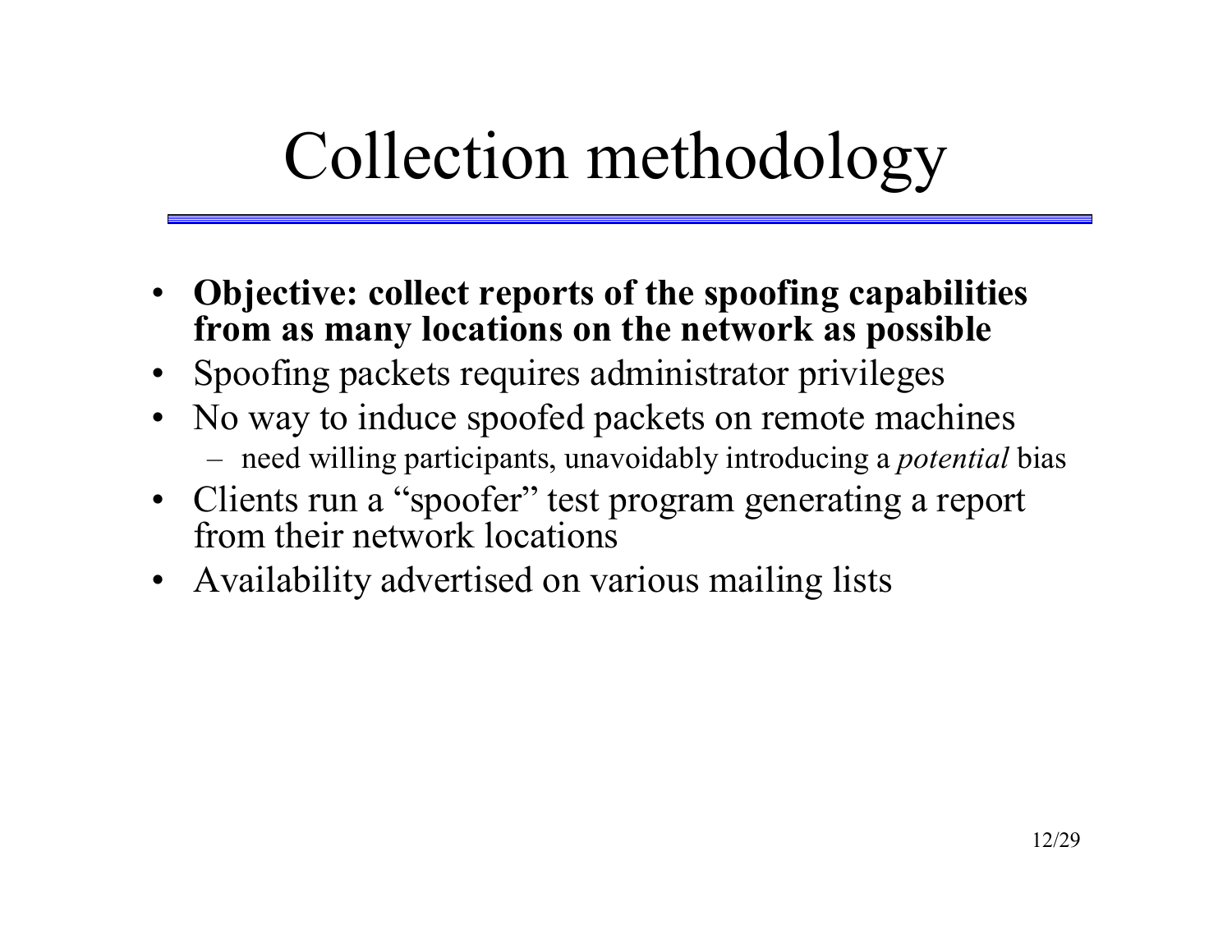# Collection methodology

- **Objective: collect reports of the spoofing capabilities from as many locations on the network as possible**
- Spoofing packets requires administrator privileges
- No way to induce spoofed packets on remote machines
  - need willing participants, unavoidably introducing a *potential* bias
- Clients run a “spoofer” test program generating a report from their network locations
- Availability advertised on various mailing lists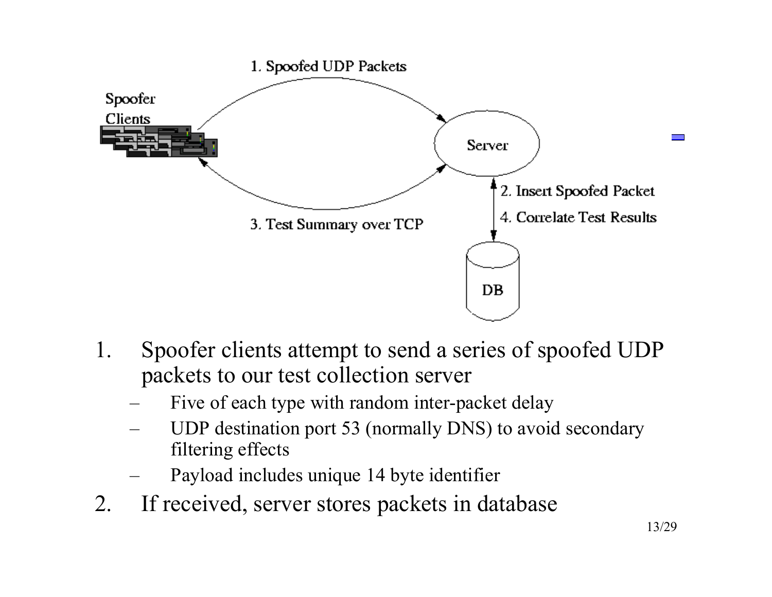1. Spoofed UDP Packets

Spoofer Clients

Server

2. Insert Spoofed Packet

4. Correlate Test Results

3. Test Summary over TCP

DB

1. Spoofer clients attempt to send a series of spoofed UDP packets to our test collection server
   - Five of each type with random inter-packet delay
   - UDP destination port 53 (normally DNS) to avoid secondary filtering effects
   - Payload includes unique 14 byte identifier
2. If received, server stores packets in database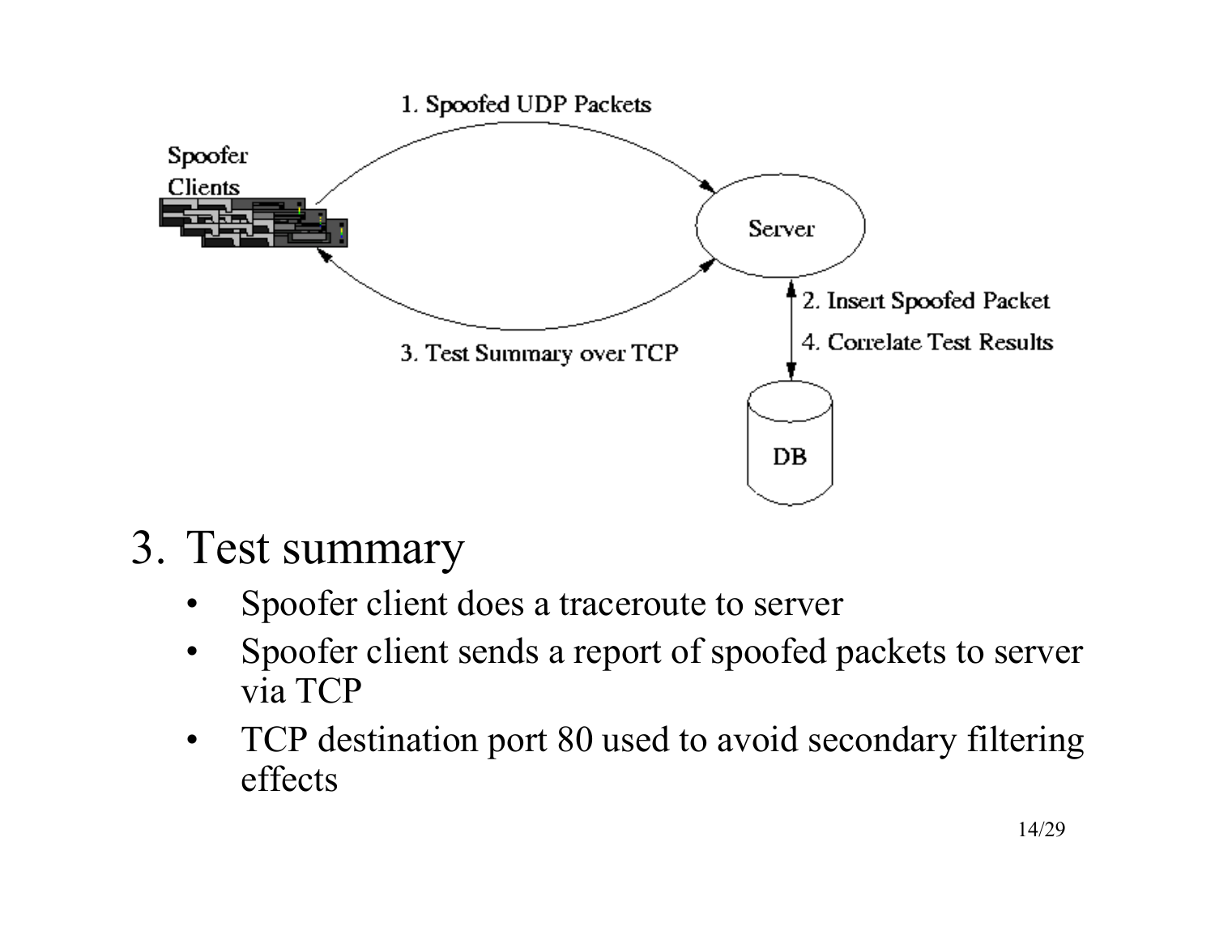## 3. Test summary

- Spoofer client does a traceroute to server
- Spoofer client sends a report of spoofed packets to server via TCP
- TCP destination port 80 used to avoid secondary filtering effects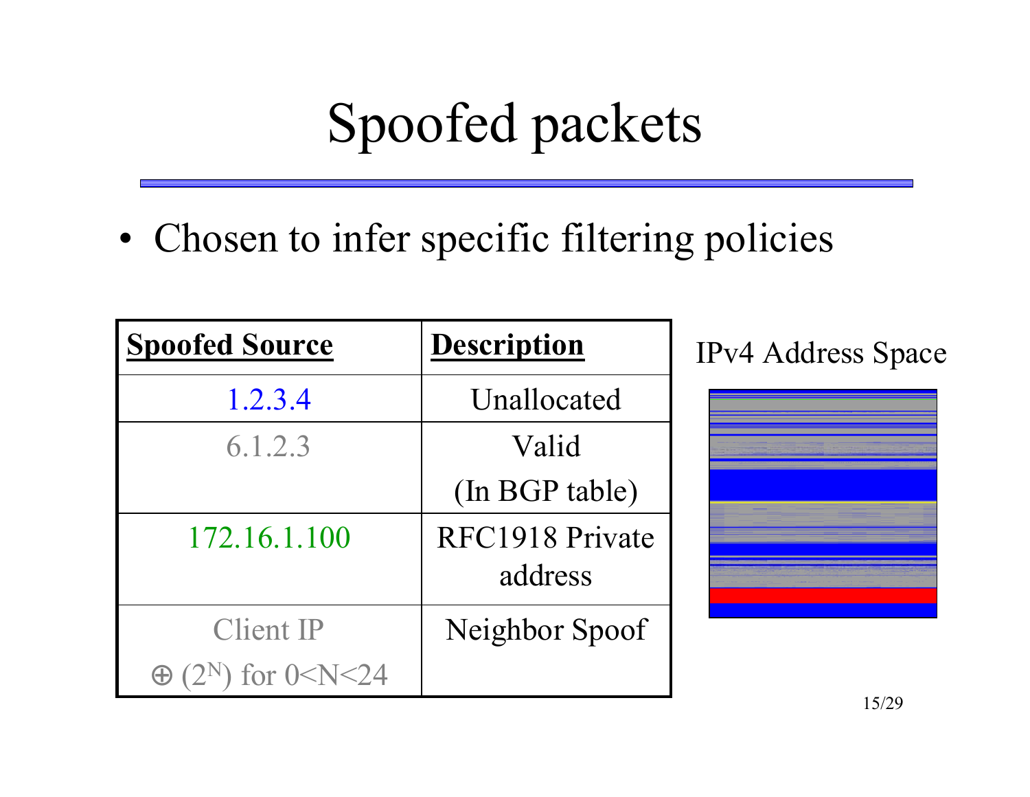# Spoofed packets

- Chosen to infer specific filtering policies

| Spoofed Source | Description |
| --- | --- |
| 1.2.3.4 | Unallocated |
| 6.1.2.3 | Valid (In BGP table) |
| 172.16.1.100 | RFC1918 Private address |
| Client IP $\oplus$ $(2^N)$ for $0<N<24$ | Neighbor Spoof |

IPv4 Address Space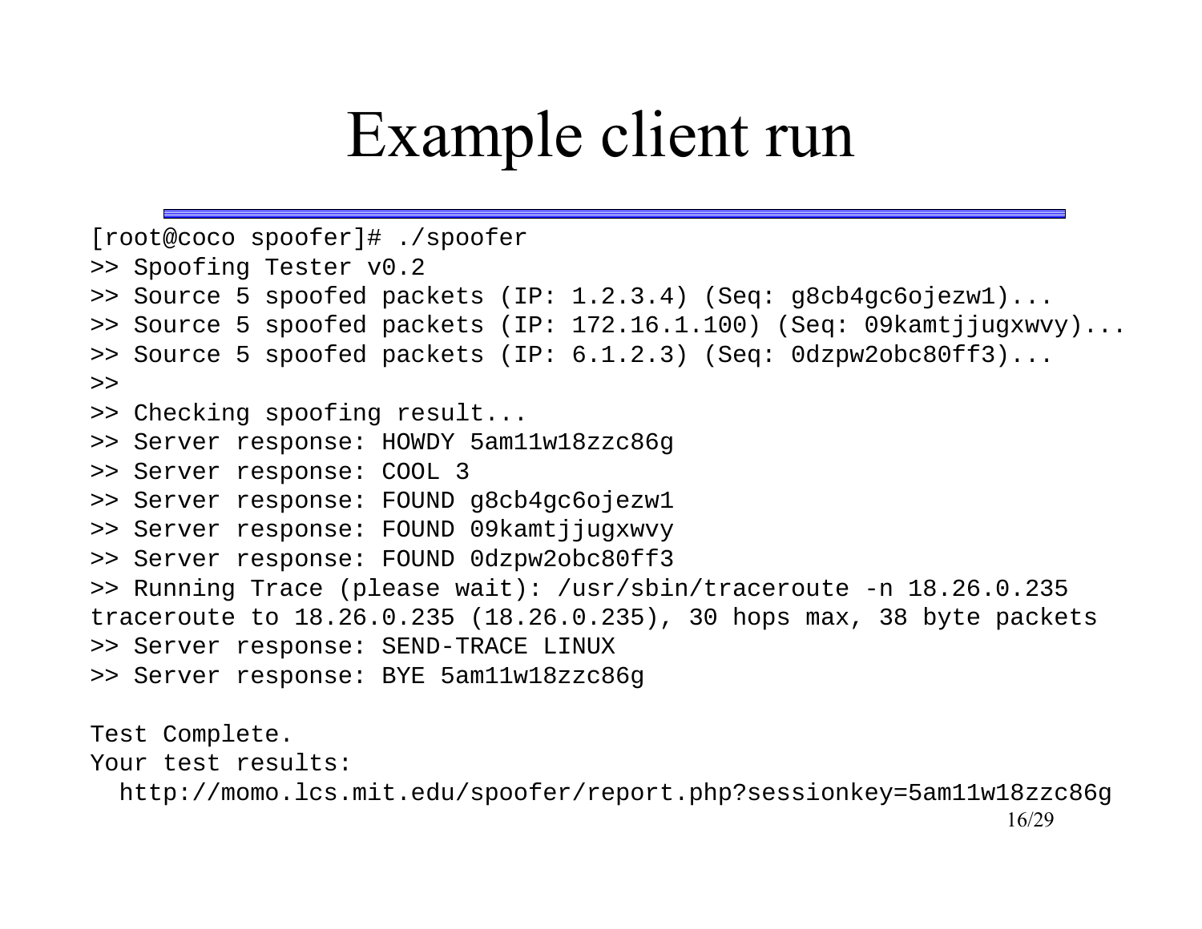# Example client run

```
[root@coco spoofer]# ./spoofer
>> Spoofing Tester v0.2
>> Source 5 spoofed packets (IP: 1.2.3.4) (Seq: g8cb4gc6ojezw1)...
>> Source 5 spoofed packets (IP: 172.16.1.100) (Seq: 09kamtjjugxwvy)...
>> Source 5 spoofed packets (IP: 6.1.2.3) (Seq: 0dzpw2obc80ff3)...
>>
>> Checking spoofing result...
>> Server response: HOWDY 5am11w18zzc86g
>> Server response: COOL 3
>> Server response: FOUND g8cb4gc6ojezw1
>> Server response: FOUND 09kamtjjugxwvy
>> Server response: FOUND 0dzpw2obc80ff3
>> Running Trace (please wait): /usr/sbin/traceroute -n 18.26.0.235
traceroute to 18.26.0.235 (18.26.0.235), 30 hops max, 38 byte packets
>> Server response: SEND-TRACE LINUX
>> Server response: BYE 5am11w18zzc86g

Test Complete.
Your test results:
  http://momo.lcs.mit.edu/spoofer/report.php?sessionkey=5am11w18zzc86g
```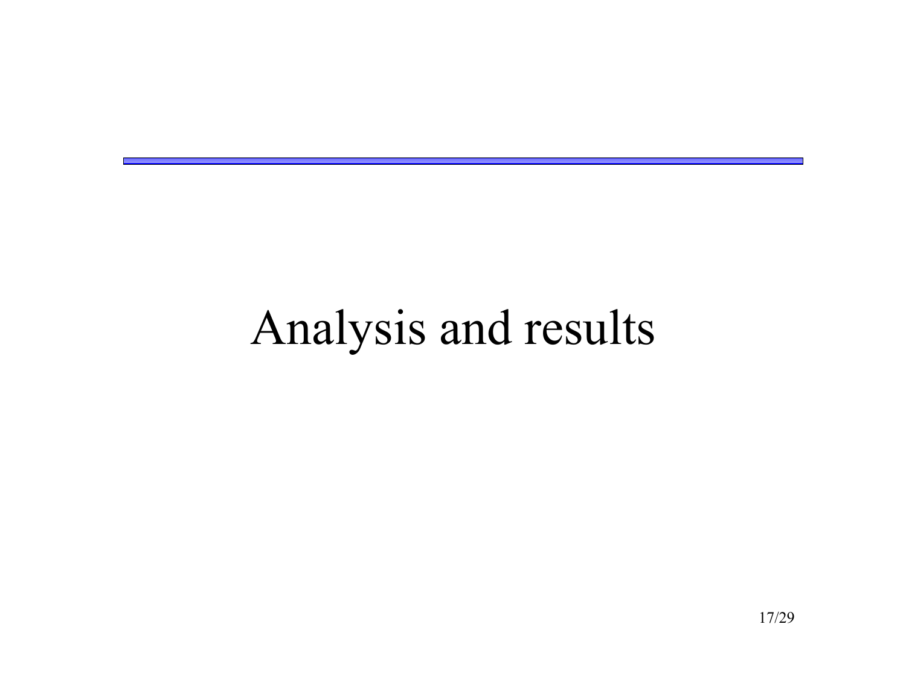# Analysis and results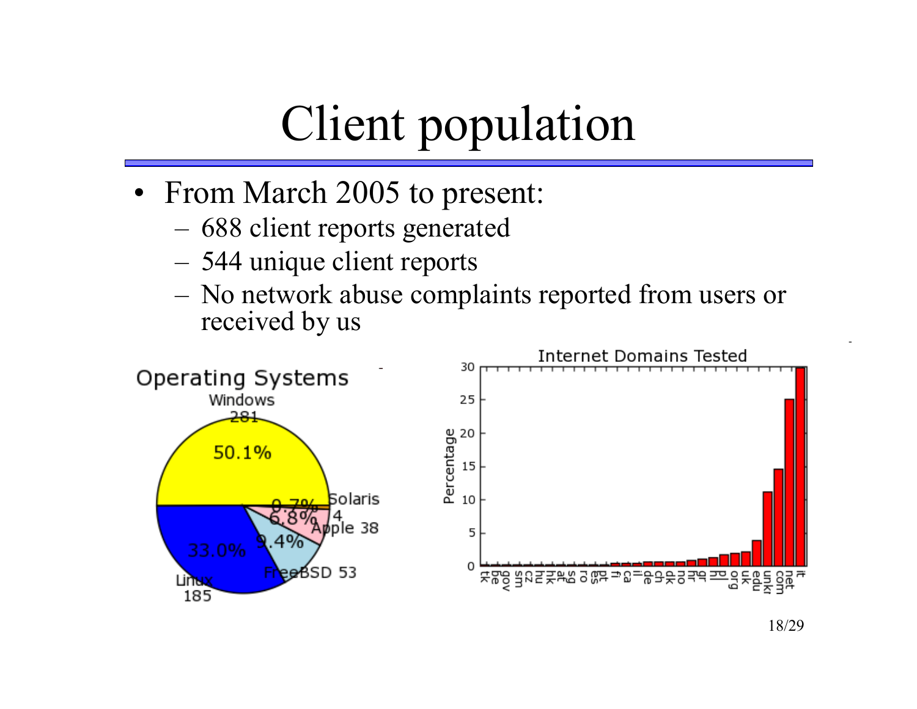# Client population

- From March 2005 to present:
  - 688 client reports generated
  - 544 unique client reports
  - No network abuse complaints reported from users or received by us

**Operating Systems**

| Operating System | Count | Percentage |
|---|---|---|
| Windows | 281 | 50.1% |
| Linux | 185 | 33.0% |
| FreeBSD | 53 | 9.4% |
| Apple | 38 | 6.8% |
| Solaris | 4 | 0.7% |

**Internet Domains Tested**

Percentage (y-axis, 0–30) by domain (x-axis): tk, be, gov, sm, cz, hu, hk, at, sg, ro, es, pt, fi, ca, il, de, ch, dk, no, fr, gr, nl, pl, org, uk, edu, unkr, com, net, it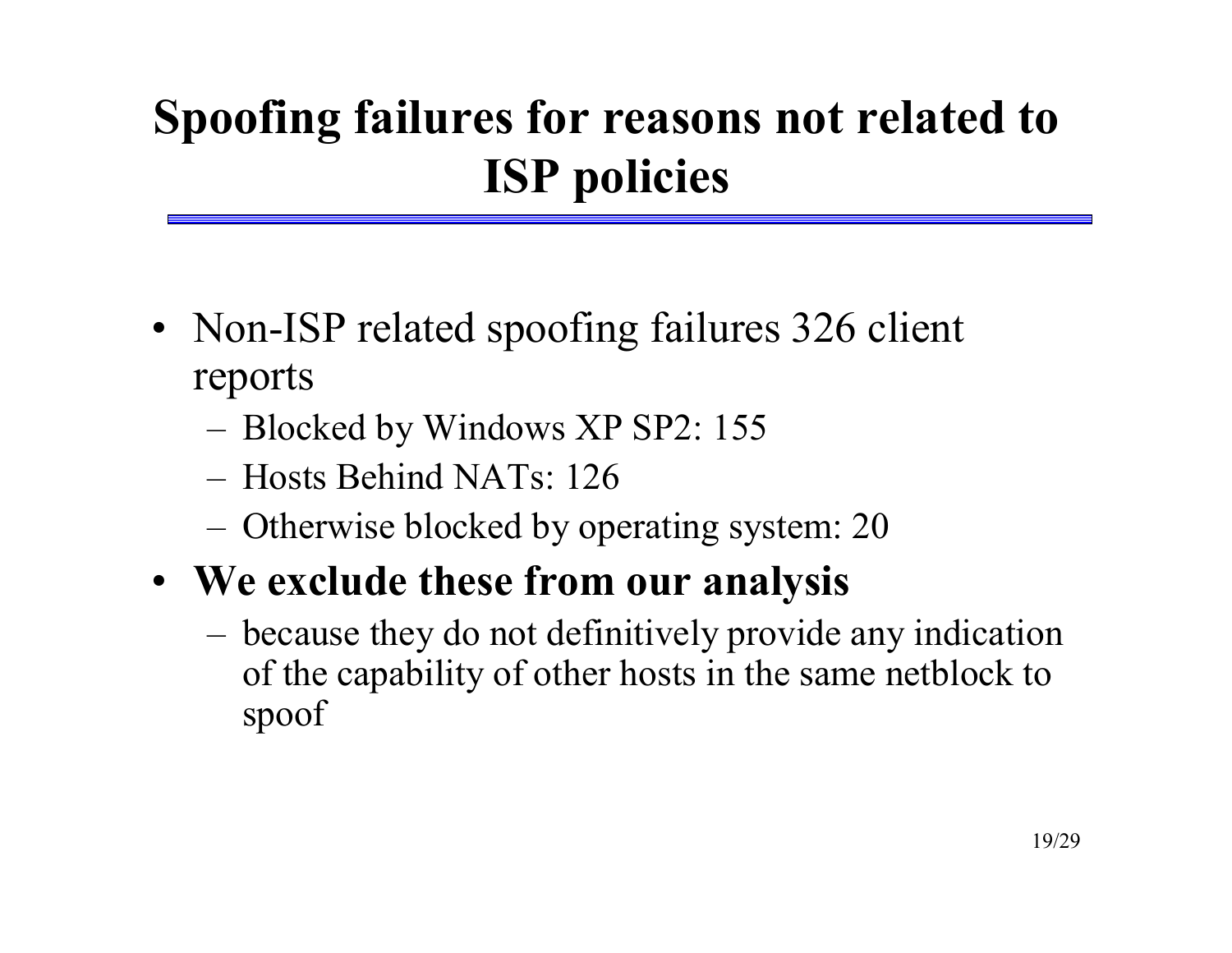# Spoofing failures for reasons not related to ISP policies

- Non-ISP related spoofing failures 326 client reports
  - Blocked by Windows XP SP2: 155
  - Hosts Behind NATs: 126
  - Otherwise blocked by operating system: 20
- **We exclude these from our analysis**
  - because they do not definitively provide any indication of the capability of other hosts in the same netblock to spoof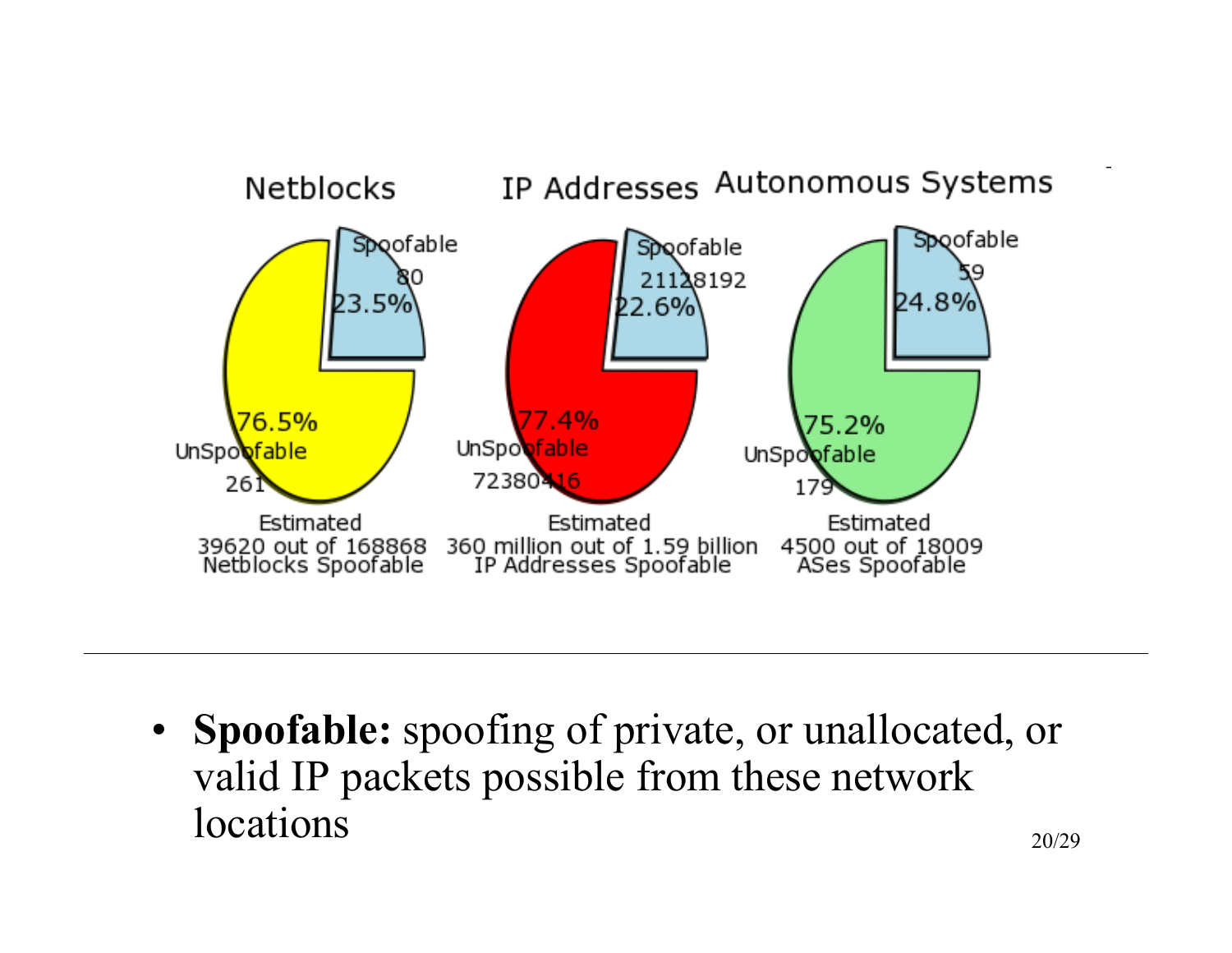Netblocks

Spoofable 80 23.5%

UnSpoofable 261 76.5%

Estimated 39620 out of 168868 Netblocks Spoofable

IP Addresses

Spoofable 21128192 22.6%

UnSpoofable 72380416 77.4%

Estimated 360 million out of 1.59 billion IP Addresses Spoofable

Autonomous Systems

Spoofable 59 24.8%

UnSpoofable 179 75.2%

Estimated 4500 out of 18009 ASes Spoofable

---

- **Spoofable:** spoofing of private, or unallocated, or valid IP packets possible from these network locations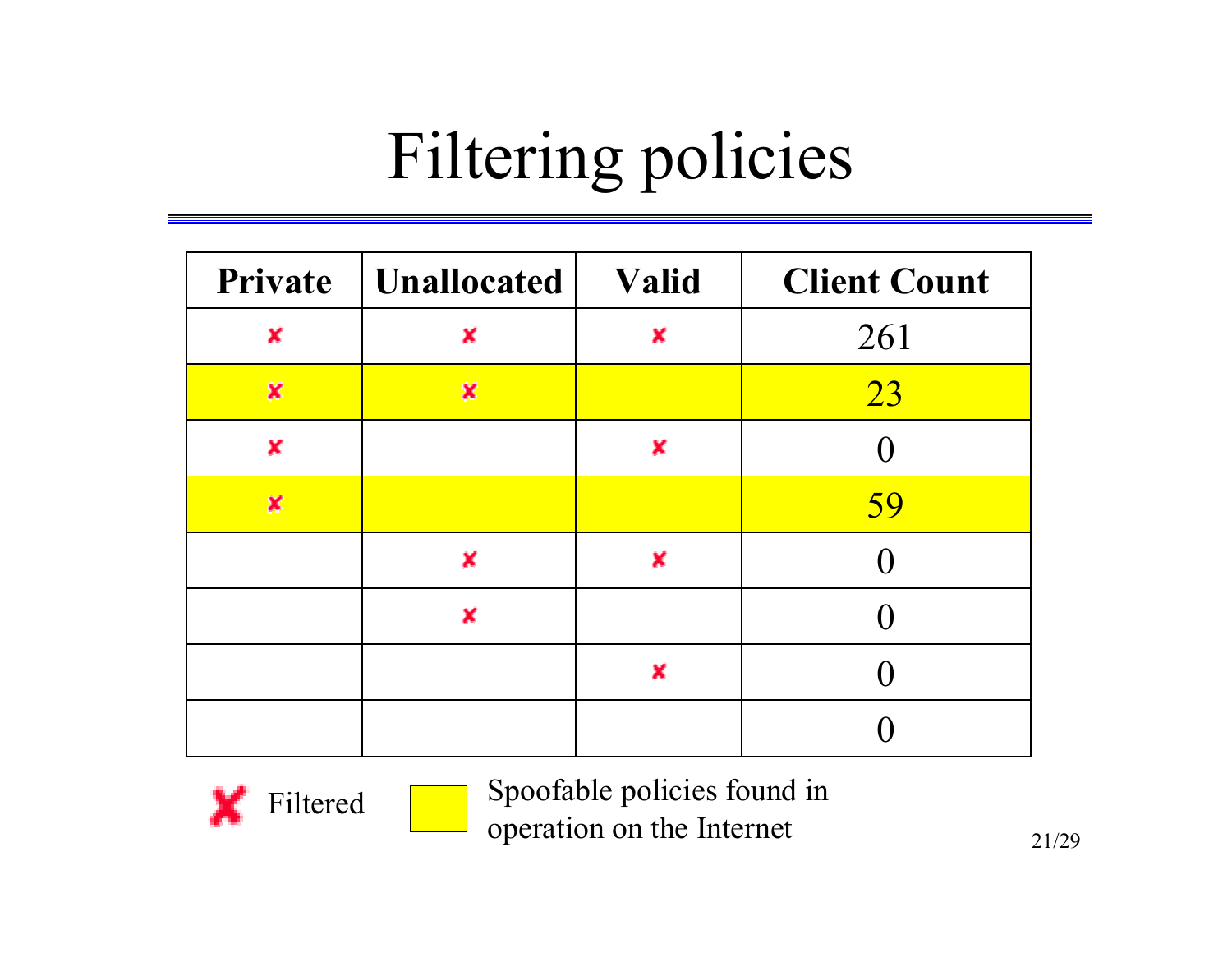# Filtering policies

| Private | Unallocated | Valid | Client Count |
|---|---|---|---|
| ✘ | ✘ | ✘ | 261 |
| ✘ | ✘ | | 23 |
| ✘ | | ✘ | 0 |
| ✘ | | | 59 |
| | ✘ | ✘ | 0 |
| | ✘ | | 0 |
| | | ✘ | 0 |
| | | | 0 |

✘ Filtered

(Highlighted) Spoofable policies found in operation on the Internet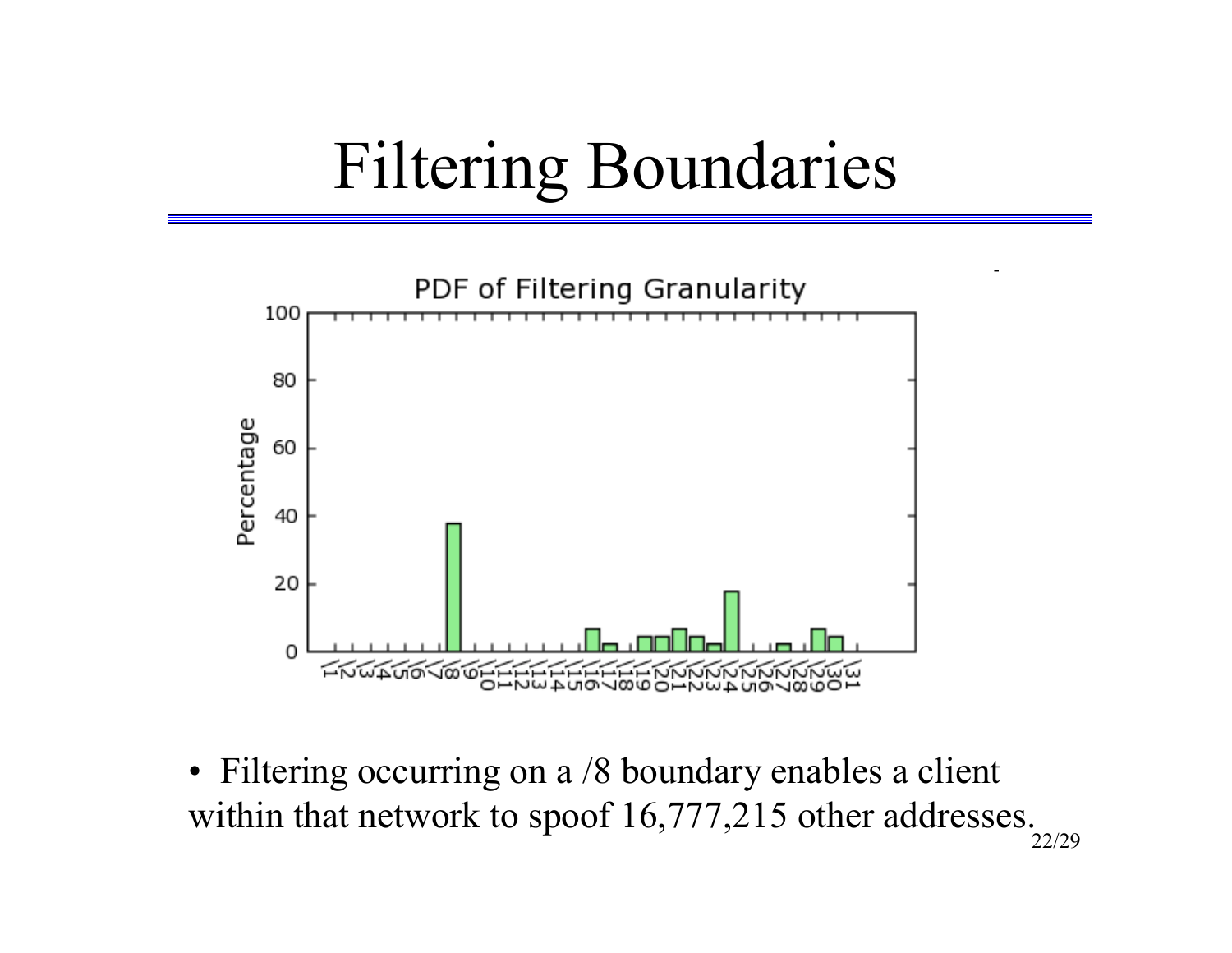# Filtering Boundaries

- Filtering occurring on a /8 boundary enables a client within that network to spoof 16,777,215 other addresses.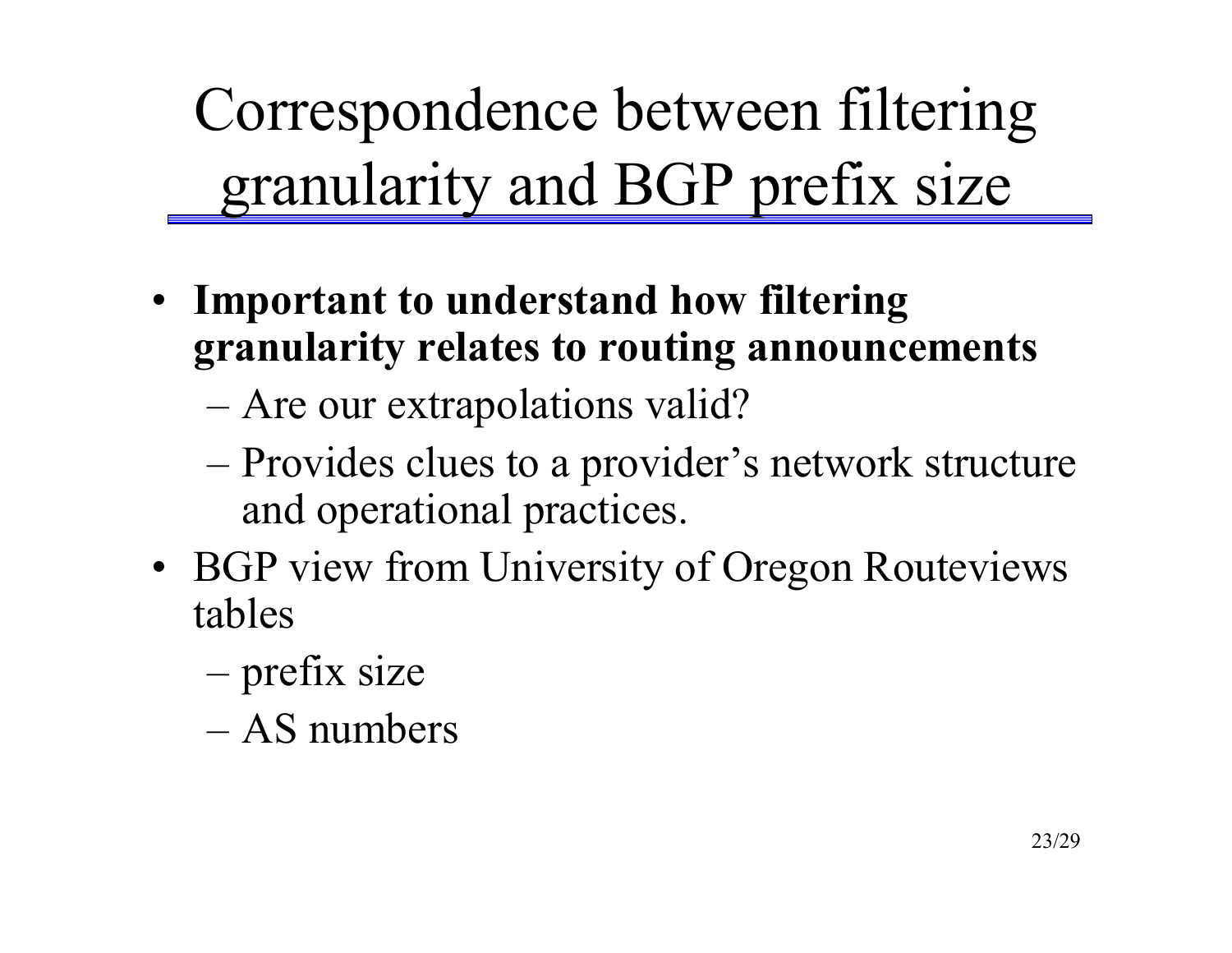# Correspondence between filtering granularity and BGP prefix size

- **Important to understand how filtering granularity relates to routing announcements**
  - Are our extrapolations valid?
  - Provides clues to a provider's network structure and operational practices.
- BGP view from University of Oregon Routeviews tables
  - prefix size
  - AS numbers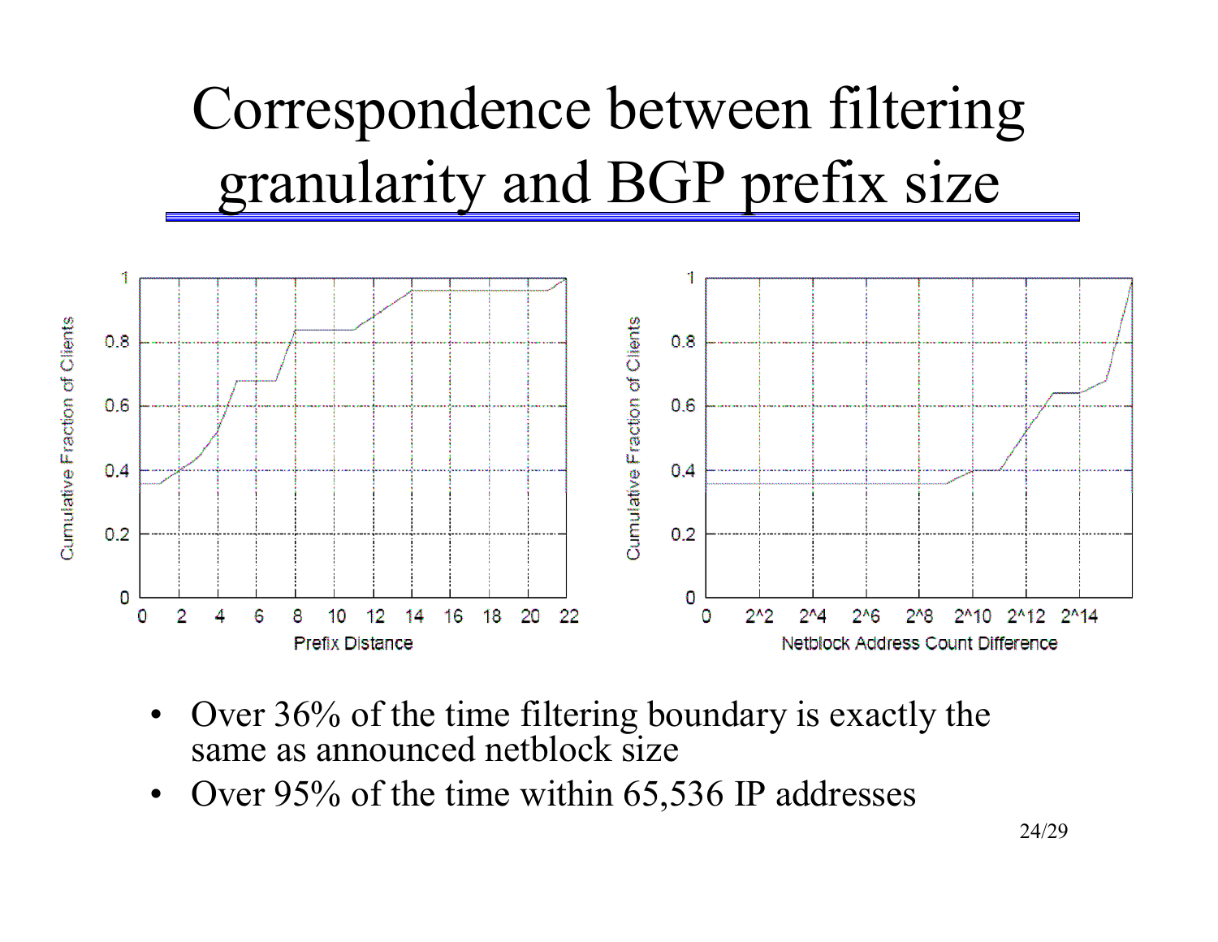# Correspondence between filtering granularity and BGP prefix size

- Over 36% of the time filtering boundary is exactly the same as announced netblock size
- Over 95% of the time within 65,536 IP addresses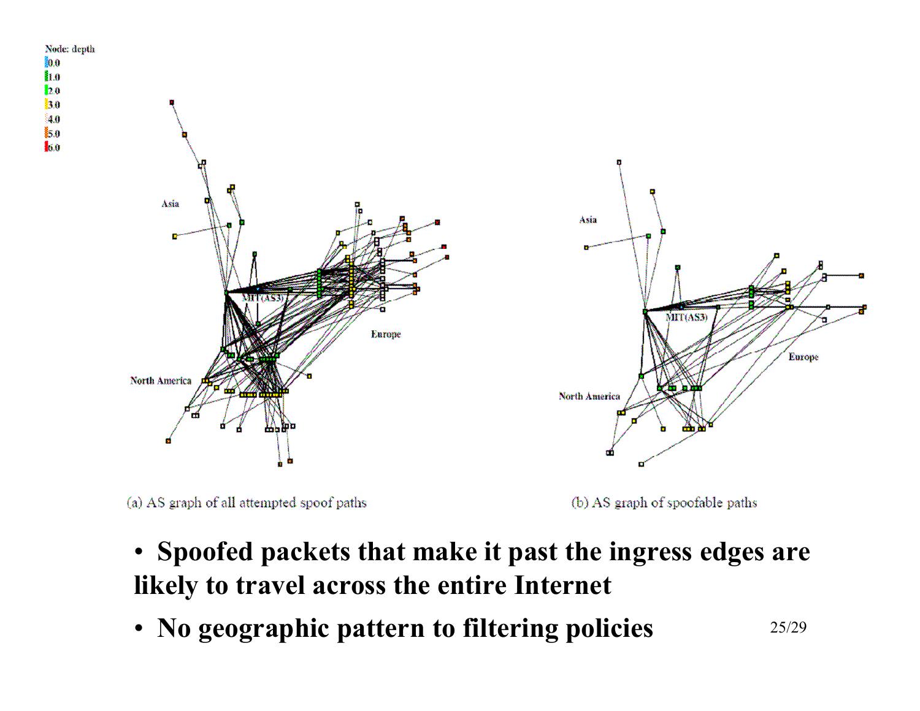(a) AS graph of all attempted spoof paths

(b) AS graph of spoofable paths

- **Spoofed packets that make it past the ingress edges are likely to travel across the entire Internet**
- **No geographic pattern to filtering policies**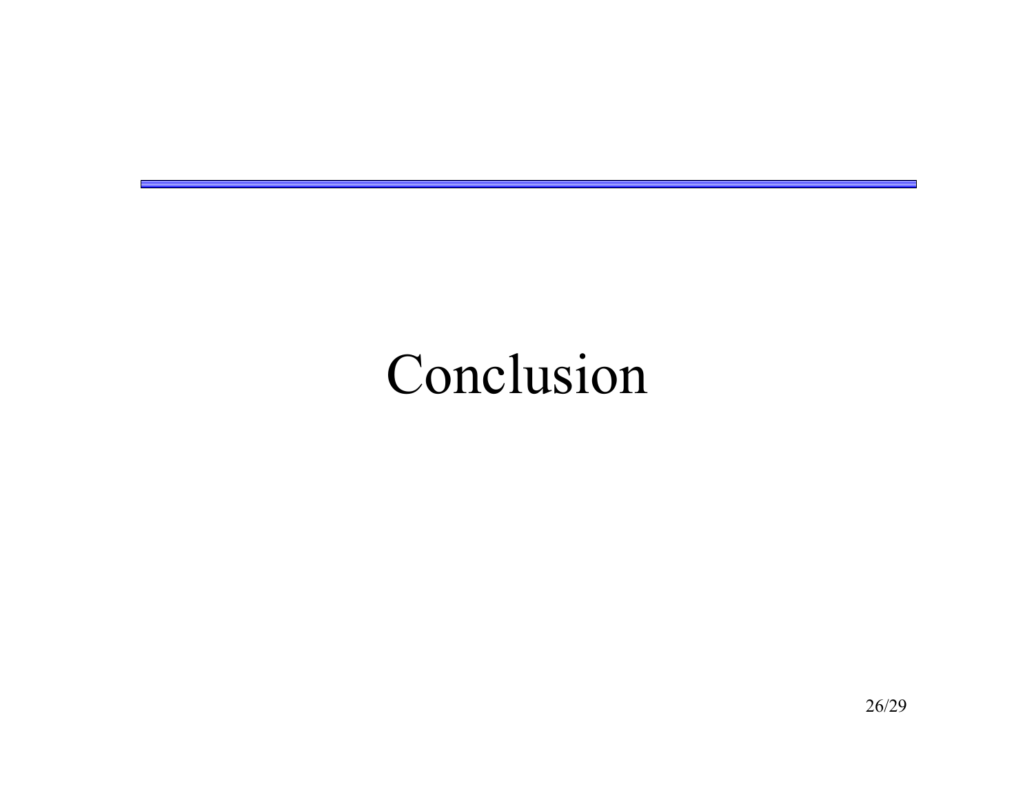# Conclusion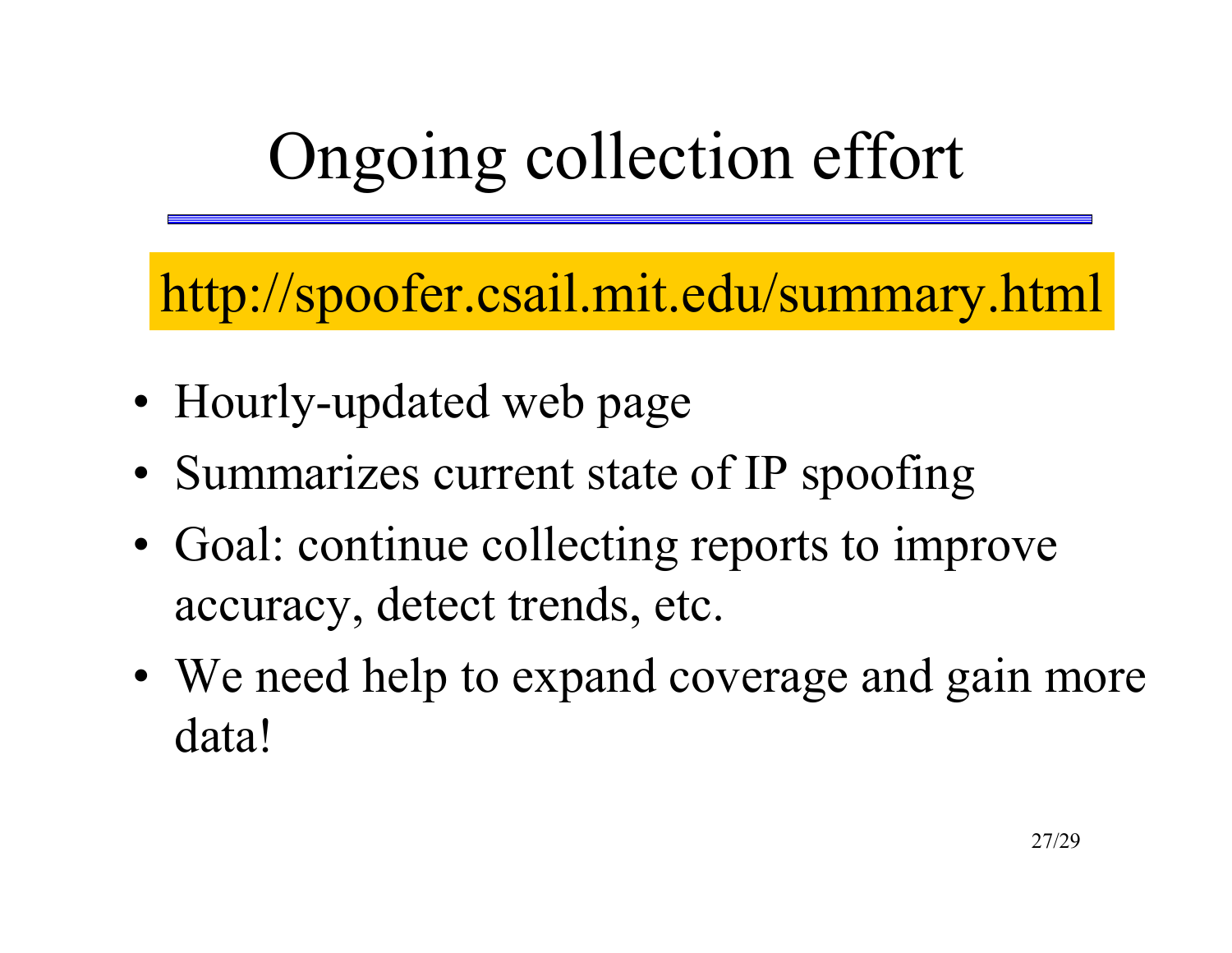# Ongoing collection effort

http://spoofer.csail.mit.edu/summary.html

- Hourly-updated web page
- Summarizes current state of IP spoofing
- Goal: continue collecting reports to improve accuracy, detect trends, etc.
- We need help to expand coverage and gain more data!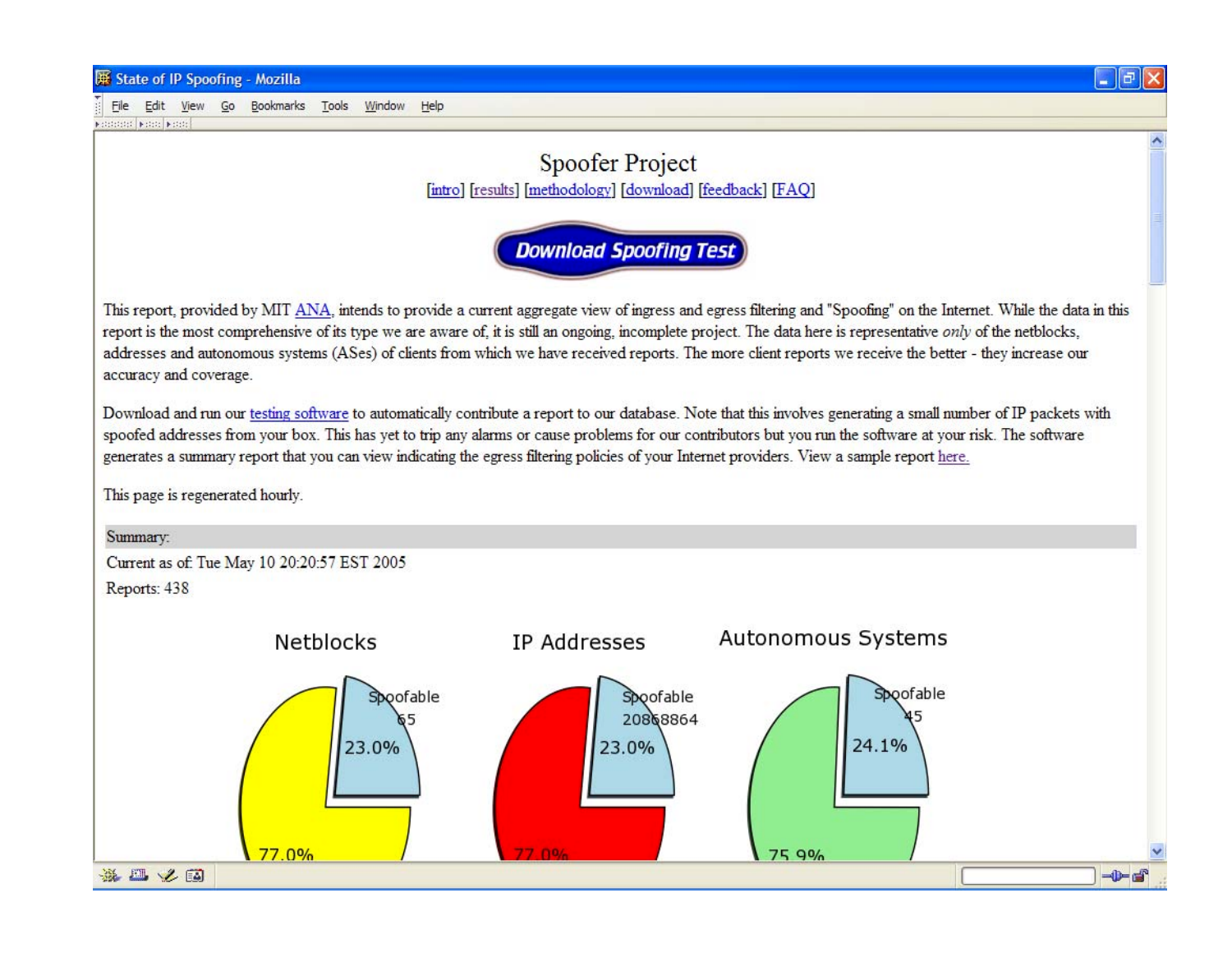# Spoofer Project

[intro] [results] [methodology] [download] [feedback] [FAQ]

**Download Spoofing Test**

This report, provided by MIT ANA, intends to provide a current aggregate view of ingress and egress filtering and "Spoofing" on the Internet. While the data in this report is the most comprehensive of its type we are aware of, it is still an ongoing, incomplete project. The data here is representative *only* of the netblocks, addresses and autonomous systems (ASes) of clients from which we have received reports. The more client reports we receive the better - they increase our accuracy and coverage.

Download and run our testing software to automatically contribute a report to our database. Note that this involves generating a small number of IP packets with spoofed addresses from your box. This has yet to trip any alarms or cause problems for our contributors but you run the software at your risk. The software generates a summary report that you can view indicating the egress filtering policies of your Internet providers. View a sample report here.

This page is regenerated hourly.

Summary:

Current as of: Tue May 10 20:20:57 EST 2005

Reports: 438

| | Netblocks | IP Addresses | Autonomous Systems |
|---|---|---|---|
| Spoofable | 65 (23.0%) | 20868864 (23.0%) | 45 (24.1%) |
| Not spoofable | 77.0% | 77.0% | 75.9% |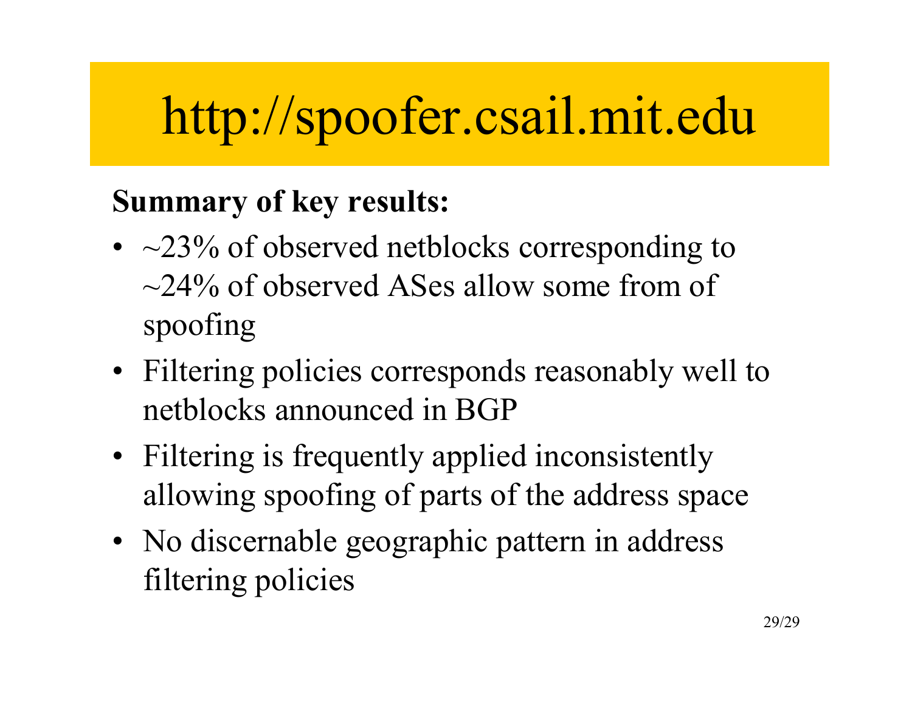# http://spoofer.csail.mit.edu

**Summary of key results:**

- ~23% of observed netblocks corresponding to ~24% of observed ASes allow some from of spoofing
- Filtering policies corresponds reasonably well to netblocks announced in BGP
- Filtering is frequently applied inconsistently allowing spoofing of parts of the address space
- No discernable geographic pattern in address filtering policies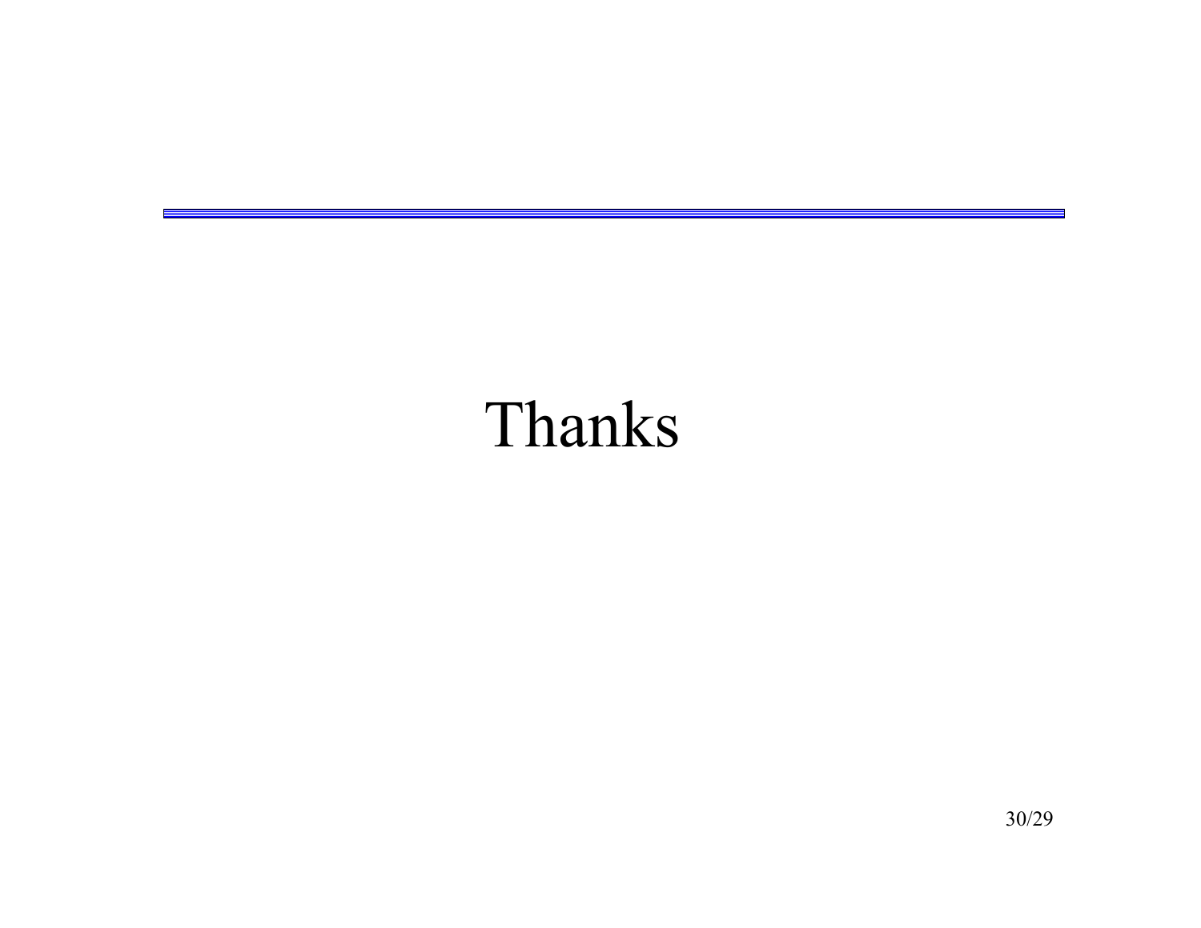# Thanks